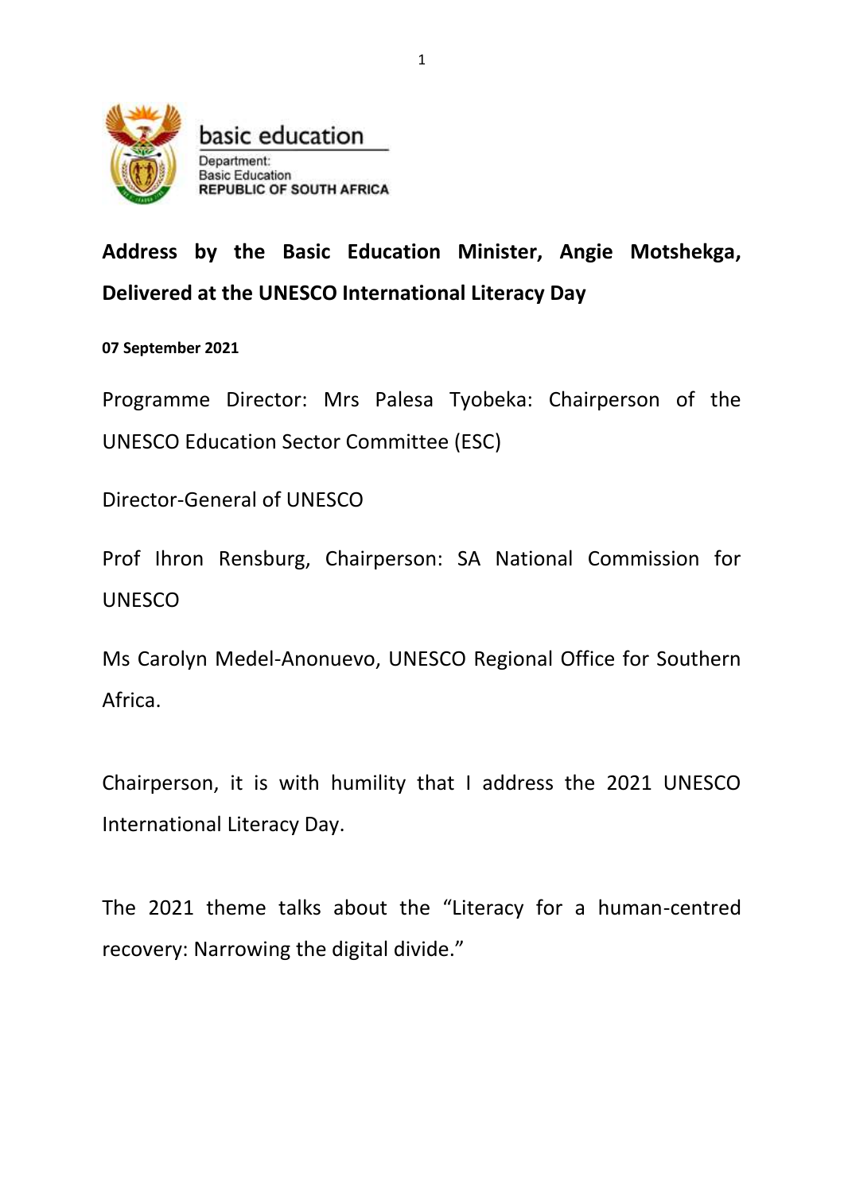basic education

Department:
Basic Education
REPUBLIC OF SOUTH AFRICA

**Address by the Basic Education Minister, Angie Motshekga, Delivered at the UNESCO International Literacy Day**

**07 September 2021**

Programme Director: Mrs Palesa Tyobeka: Chairperson of the UNESCO Education Sector Committee (ESC)

Director-General of UNESCO

Prof Ihron Rensburg, Chairperson: SA National Commission for UNESCO

Ms Carolyn Medel-Anonuevo, UNESCO Regional Office for Southern Africa.

Chairperson, it is with humility that I address the 2021 UNESCO International Literacy Day.

The 2021 theme talks about the "Literacy for a human-centred recovery: Narrowing the digital divide."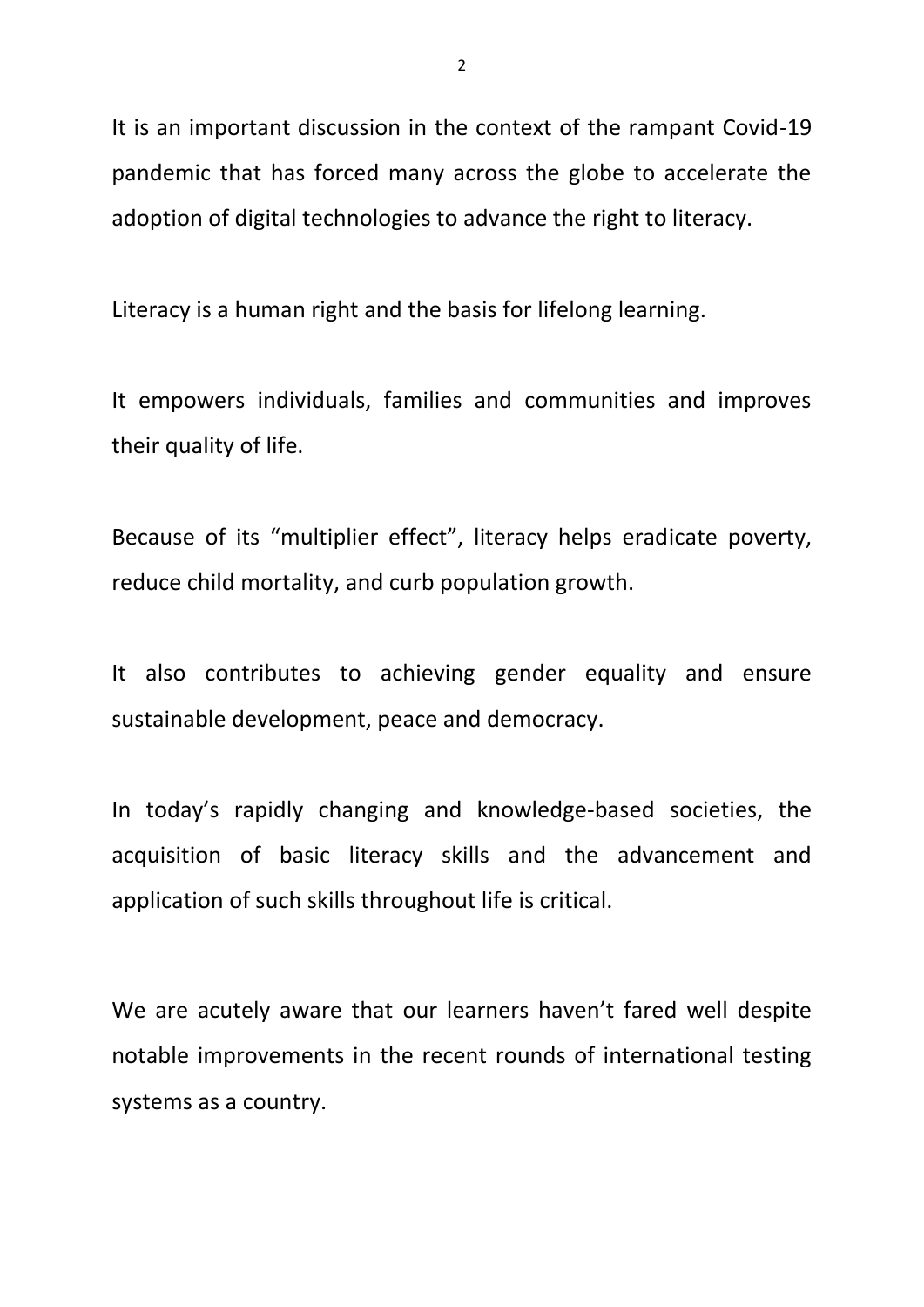It is an important discussion in the context of the rampant Covid-19 pandemic that has forced many across the globe to accelerate the adoption of digital technologies to advance the right to literacy.

Literacy is a human right and the basis for lifelong learning.

It empowers individuals, families and communities and improves their quality of life.

Because of its "multiplier effect", literacy helps eradicate poverty, reduce child mortality, and curb population growth.

It also contributes to achieving gender equality and ensure sustainable development, peace and democracy.

In today's rapidly changing and knowledge-based societies, the acquisition of basic literacy skills and the advancement and application of such skills throughout life is critical.

We are acutely aware that our learners haven't fared well despite notable improvements in the recent rounds of international testing systems as a country.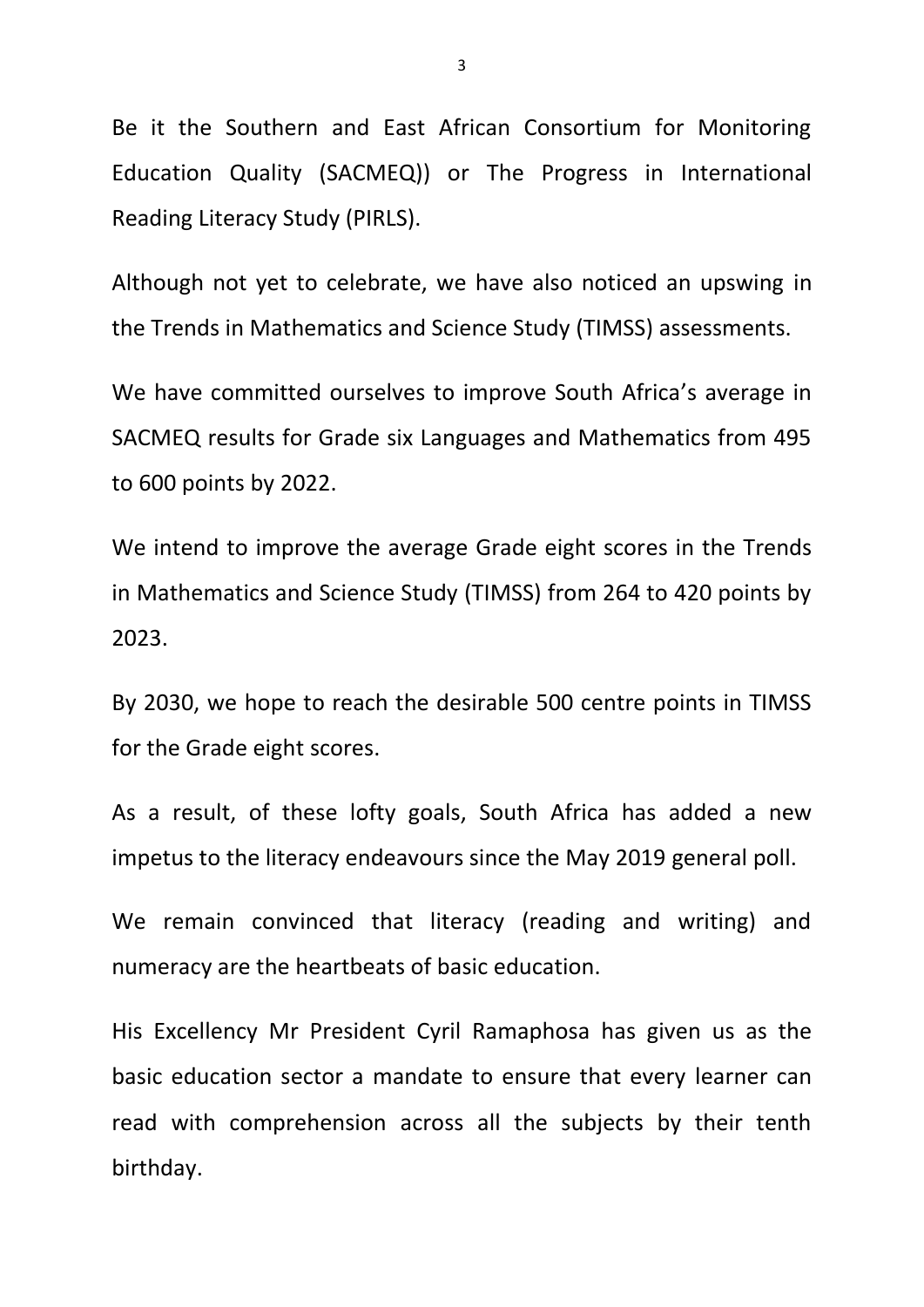Be it the Southern and East African Consortium for Monitoring Education Quality (SACMEQ)) or The Progress in International Reading Literacy Study (PIRLS).

Although not yet to celebrate, we have also noticed an upswing in the Trends in Mathematics and Science Study (TIMSS) assessments.

We have committed ourselves to improve South Africa's average in SACMEQ results for Grade six Languages and Mathematics from 495 to 600 points by 2022.

We intend to improve the average Grade eight scores in the Trends in Mathematics and Science Study (TIMSS) from 264 to 420 points by 2023.

By 2030, we hope to reach the desirable 500 centre points in TIMSS for the Grade eight scores.

As a result, of these lofty goals, South Africa has added a new impetus to the literacy endeavours since the May 2019 general poll.

We remain convinced that literacy (reading and writing) and numeracy are the heartbeats of basic education.

His Excellency Mr President Cyril Ramaphosa has given us as the basic education sector a mandate to ensure that every learner can read with comprehension across all the subjects by their tenth birthday.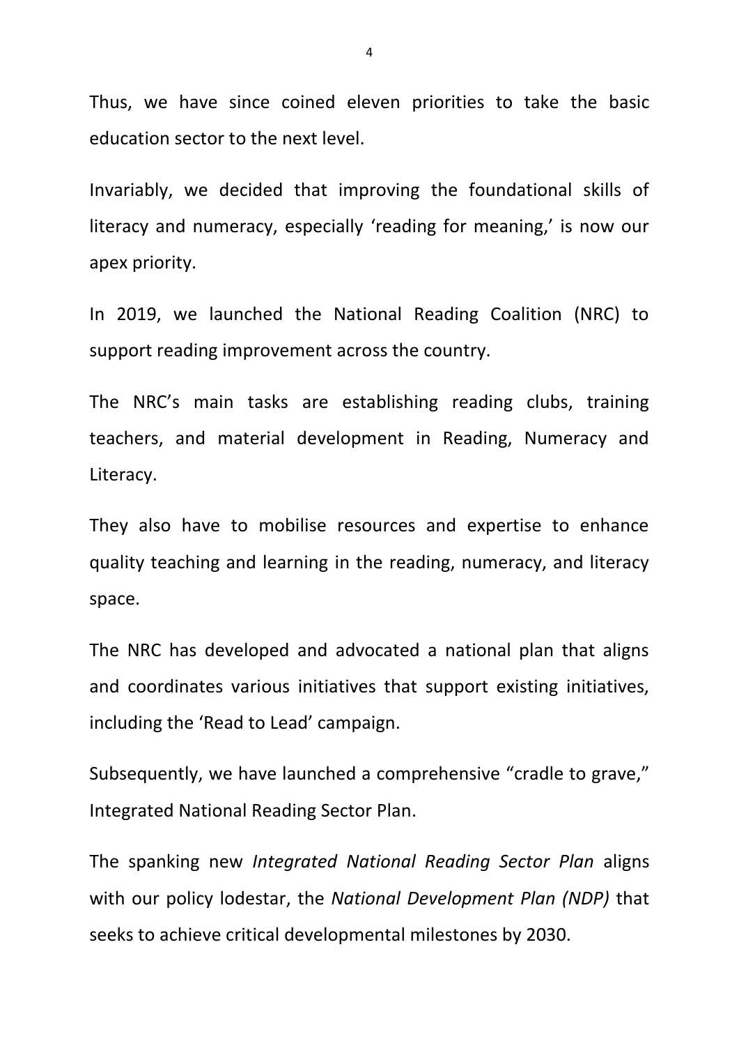Thus, we have since coined eleven priorities to take the basic education sector to the next level.

Invariably, we decided that improving the foundational skills of literacy and numeracy, especially 'reading for meaning,' is now our apex priority.

In 2019, we launched the National Reading Coalition (NRC) to support reading improvement across the country.

The NRC's main tasks are establishing reading clubs, training teachers, and material development in Reading, Numeracy and Literacy.

They also have to mobilise resources and expertise to enhance quality teaching and learning in the reading, numeracy, and literacy space.

The NRC has developed and advocated a national plan that aligns and coordinates various initiatives that support existing initiatives, including the 'Read to Lead' campaign.

Subsequently, we have launched a comprehensive "cradle to grave," Integrated National Reading Sector Plan.

The spanking new *Integrated National Reading Sector Plan* aligns with our policy lodestar, the *National Development Plan (NDP)* that seeks to achieve critical developmental milestones by 2030.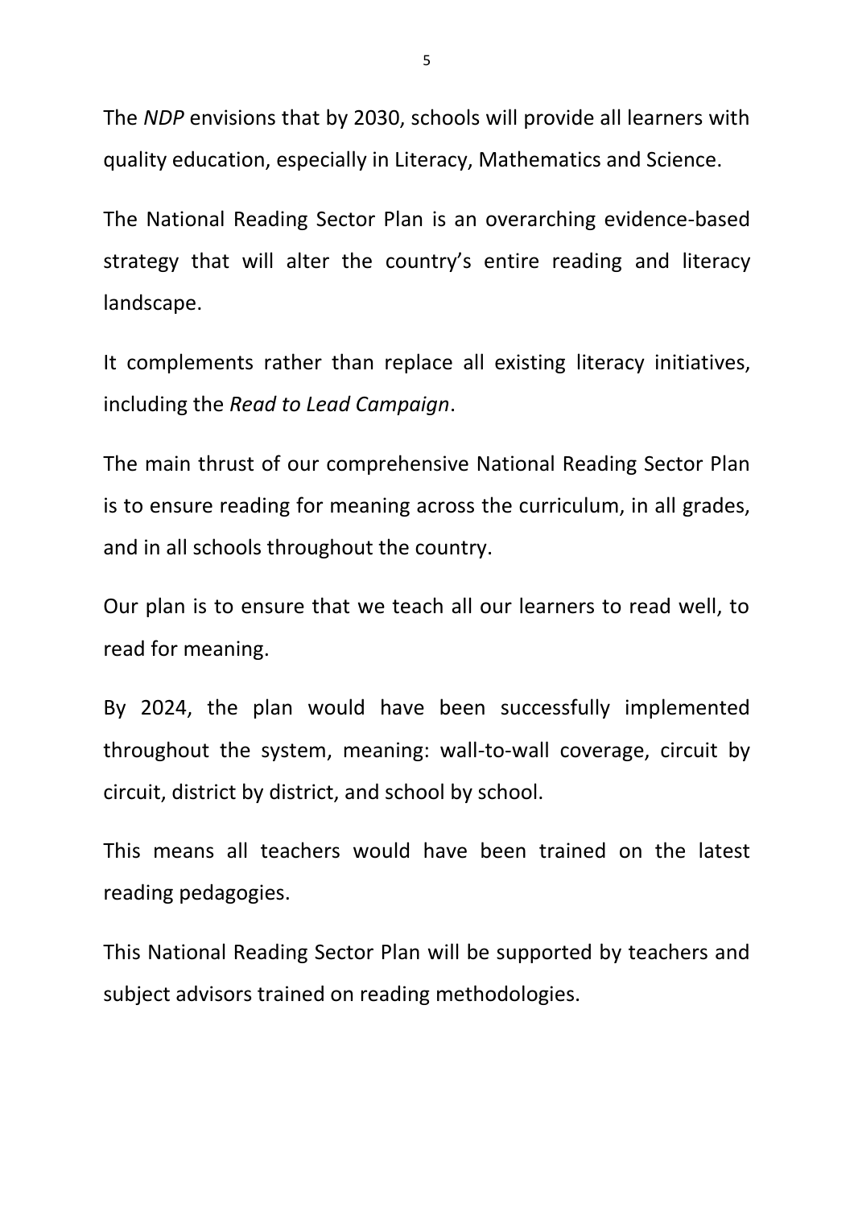The *NDP* envisions that by 2030, schools will provide all learners with quality education, especially in Literacy, Mathematics and Science.

The National Reading Sector Plan is an overarching evidence-based strategy that will alter the country's entire reading and literacy landscape.

It complements rather than replace all existing literacy initiatives, including the *Read to Lead Campaign*.

The main thrust of our comprehensive National Reading Sector Plan is to ensure reading for meaning across the curriculum, in all grades, and in all schools throughout the country.

Our plan is to ensure that we teach all our learners to read well, to read for meaning.

By 2024, the plan would have been successfully implemented throughout the system, meaning: wall-to-wall coverage, circuit by circuit, district by district, and school by school.

This means all teachers would have been trained on the latest reading pedagogies.

This National Reading Sector Plan will be supported by teachers and subject advisors trained on reading methodologies.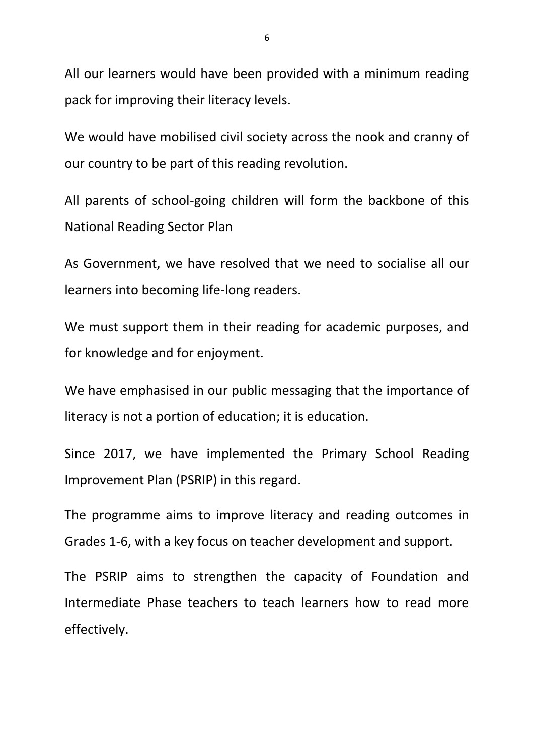All our learners would have been provided with a minimum reading pack for improving their literacy levels.

We would have mobilised civil society across the nook and cranny of our country to be part of this reading revolution.

All parents of school-going children will form the backbone of this National Reading Sector Plan

As Government, we have resolved that we need to socialise all our learners into becoming life-long readers.

We must support them in their reading for academic purposes, and for knowledge and for enjoyment.

We have emphasised in our public messaging that the importance of literacy is not a portion of education; it is education.

Since 2017, we have implemented the Primary School Reading Improvement Plan (PSRIP) in this regard.

The programme aims to improve literacy and reading outcomes in Grades 1-6, with a key focus on teacher development and support.

The PSRIP aims to strengthen the capacity of Foundation and Intermediate Phase teachers to teach learners how to read more effectively.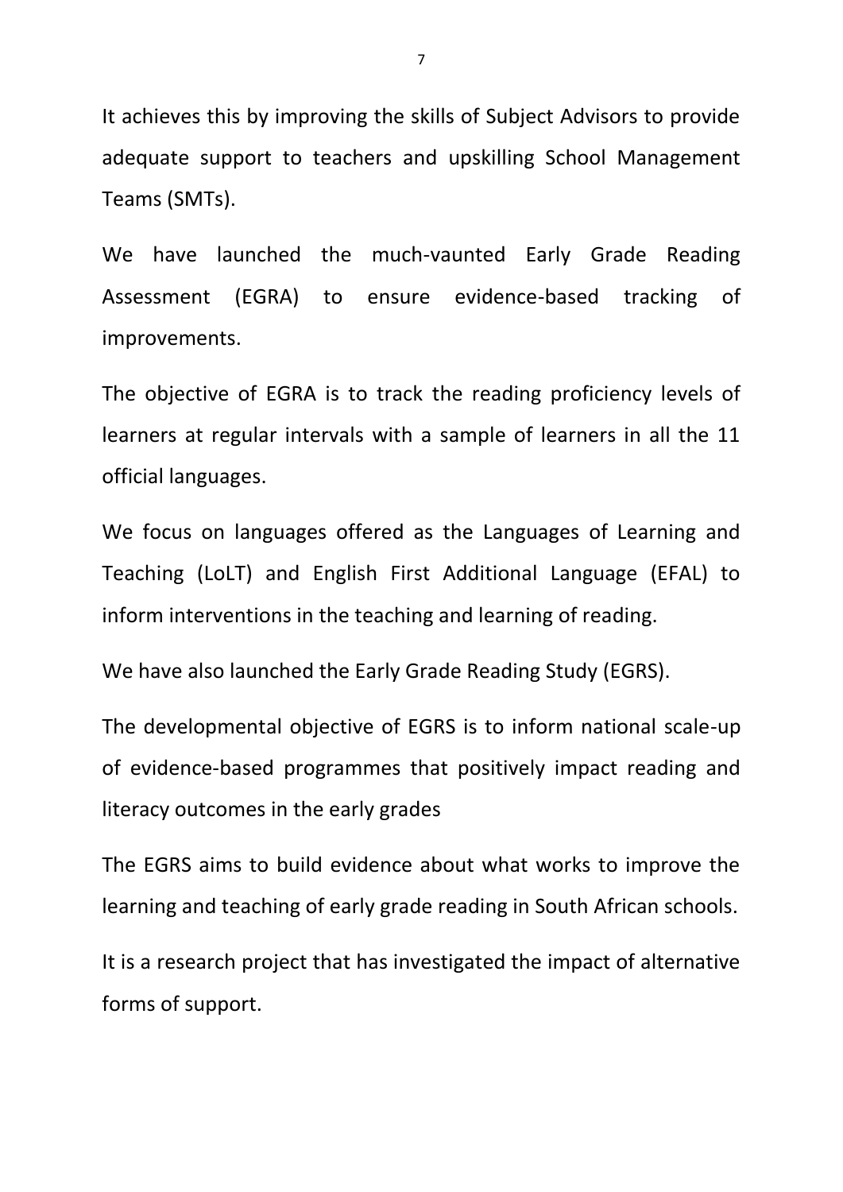It achieves this by improving the skills of Subject Advisors to provide adequate support to teachers and upskilling School Management Teams (SMTs).

We have launched the much-vaunted Early Grade Reading Assessment (EGRA) to ensure evidence-based tracking of improvements.

The objective of EGRA is to track the reading proficiency levels of learners at regular intervals with a sample of learners in all the 11 official languages.

We focus on languages offered as the Languages of Learning and Teaching (LoLT) and English First Additional Language (EFAL) to inform interventions in the teaching and learning of reading.

We have also launched the Early Grade Reading Study (EGRS).

The developmental objective of EGRS is to inform national scale-up of evidence-based programmes that positively impact reading and literacy outcomes in the early grades

The EGRS aims to build evidence about what works to improve the learning and teaching of early grade reading in South African schools.

It is a research project that has investigated the impact of alternative forms of support.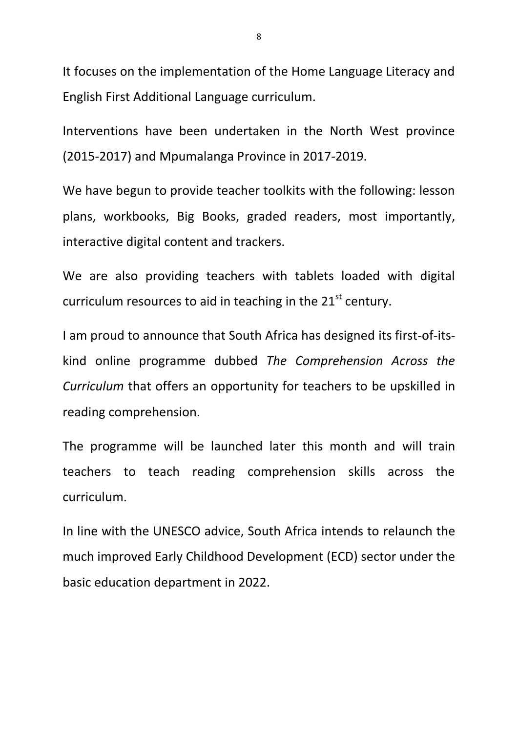It focuses on the implementation of the Home Language Literacy and English First Additional Language curriculum.

Interventions have been undertaken in the North West province (2015-2017) and Mpumalanga Province in 2017-2019.

We have begun to provide teacher toolkits with the following: lesson plans, workbooks, Big Books, graded readers, most importantly, interactive digital content and trackers.

We are also providing teachers with tablets loaded with digital curriculum resources to aid in teaching in the 21st century.

I am proud to announce that South Africa has designed its first-of-its-kind online programme dubbed *The Comprehension Across the Curriculum* that offers an opportunity for teachers to be upskilled in reading comprehension.

The programme will be launched later this month and will train teachers to teach reading comprehension skills across the curriculum.

In line with the UNESCO advice, South Africa intends to relaunch the much improved Early Childhood Development (ECD) sector under the basic education department in 2022.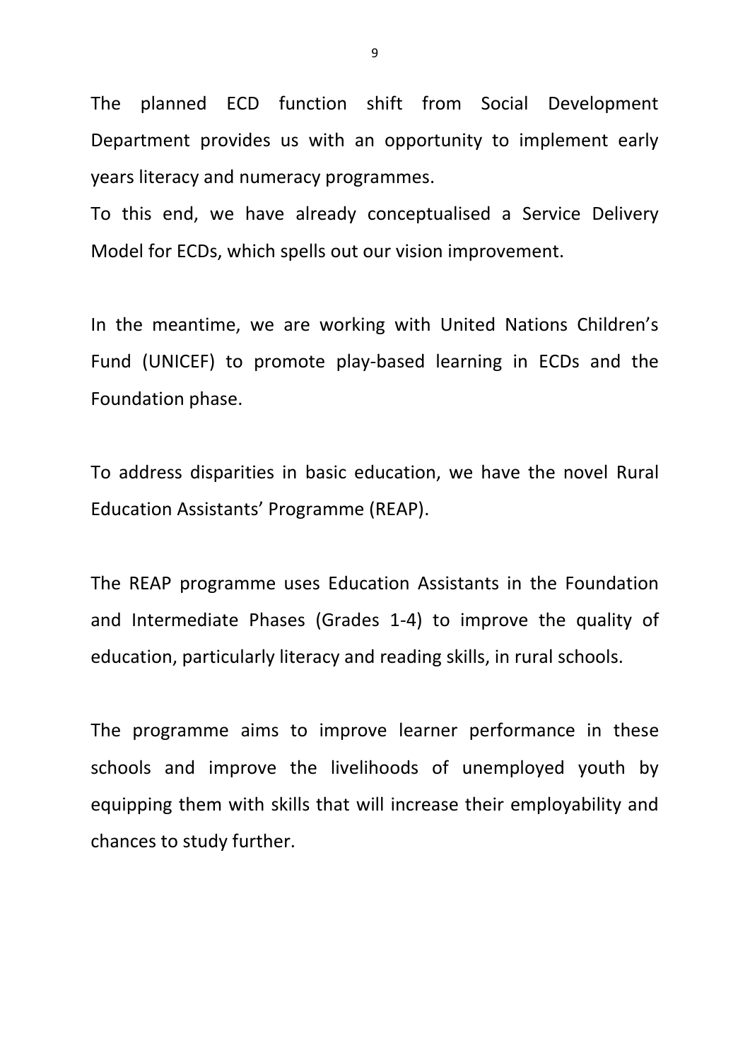The planned ECD function shift from Social Development Department provides us with an opportunity to implement early years literacy and numeracy programmes.
To this end, we have already conceptualised a Service Delivery Model for ECDs, which spells out our vision improvement.

In the meantime, we are working with United Nations Children's Fund (UNICEF) to promote play-based learning in ECDs and the Foundation phase.

To address disparities in basic education, we have the novel Rural Education Assistants' Programme (REAP).

The REAP programme uses Education Assistants in the Foundation and Intermediate Phases (Grades 1-4) to improve the quality of education, particularly literacy and reading skills, in rural schools.

The programme aims to improve learner performance in these schools and improve the livelihoods of unemployed youth by equipping them with skills that will increase their employability and chances to study further.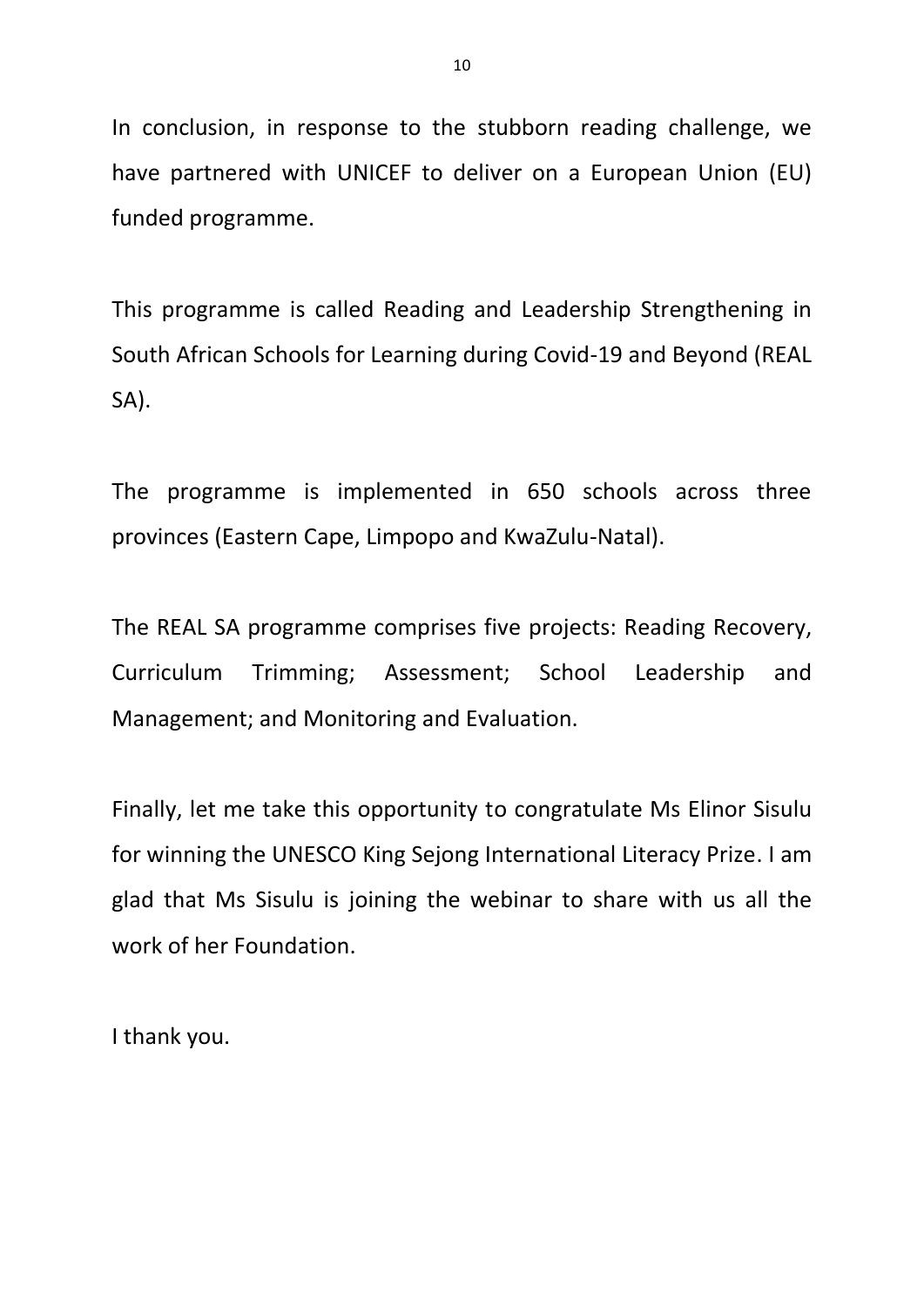In conclusion, in response to the stubborn reading challenge, we have partnered with UNICEF to deliver on a European Union (EU) funded programme.

This programme is called Reading and Leadership Strengthening in South African Schools for Learning during Covid-19 and Beyond (REAL SA).

The programme is implemented in 650 schools across three provinces (Eastern Cape, Limpopo and KwaZulu-Natal).

The REAL SA programme comprises five projects: Reading Recovery, Curriculum Trimming; Assessment; School Leadership and Management; and Monitoring and Evaluation.

Finally, let me take this opportunity to congratulate Ms Elinor Sisulu for winning the UNESCO King Sejong International Literacy Prize. I am glad that Ms Sisulu is joining the webinar to share with us all the work of her Foundation.

I thank you.